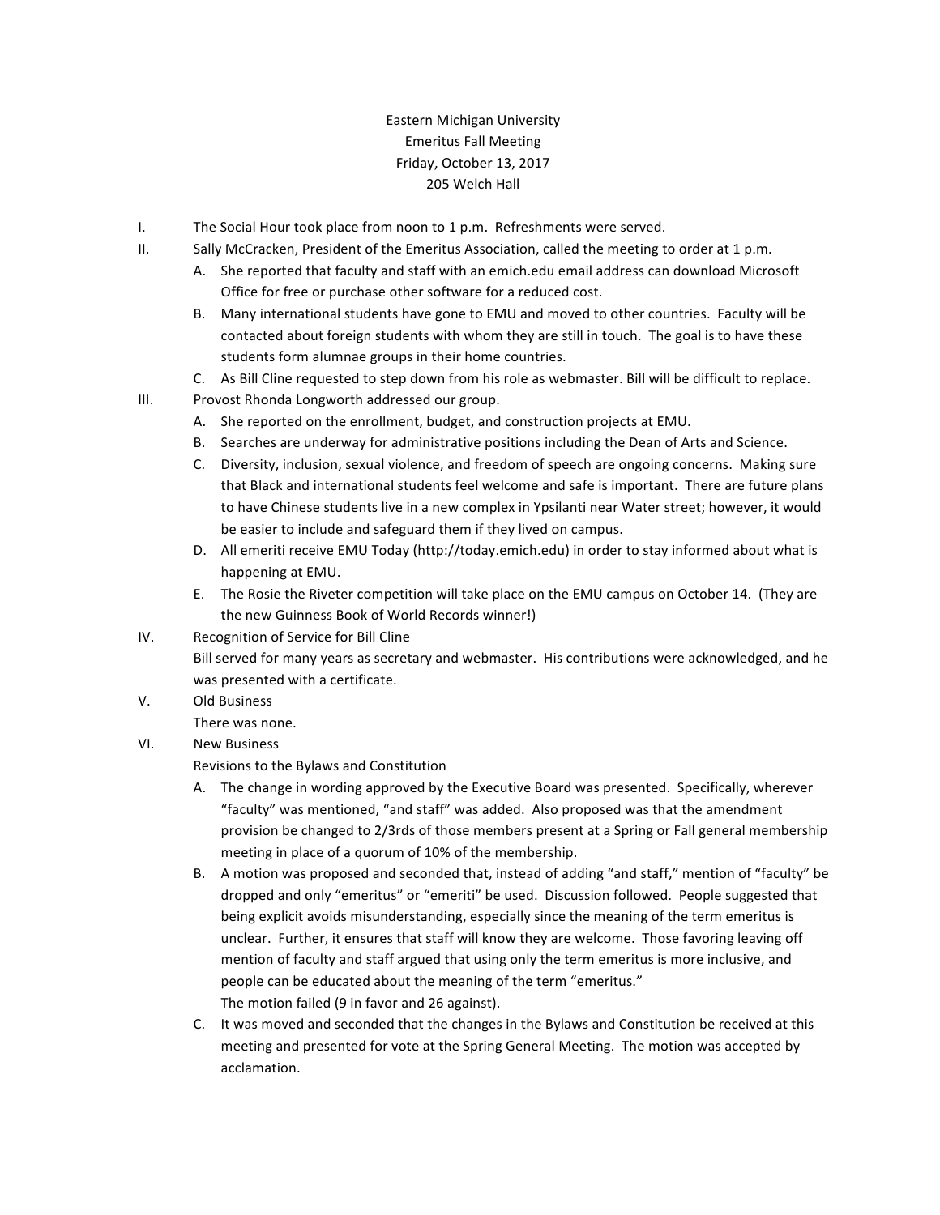Eastern Michigan University
Emeritus Fall Meeting
Friday, October 13, 2017
205 Welch Hall

I. The Social Hour took place from noon to 1 p.m. Refreshments were served.

II. Sally McCracken, President of the Emeritus Association, called the meeting to order at 1 p.m.
   A. She reported that faculty and staff with an emich.edu email address can download Microsoft Office for free or purchase other software for a reduced cost.
   B. Many international students have gone to EMU and moved to other countries. Faculty will be contacted about foreign students with whom they are still in touch. The goal is to have these students form alumnae groups in their home countries.
   C. As Bill Cline requested to step down from his role as webmaster. Bill will be difficult to replace.

III. Provost Rhonda Longworth addressed our group.
   A. She reported on the enrollment, budget, and construction projects at EMU.
   B. Searches are underway for administrative positions including the Dean of Arts and Science.
   C. Diversity, inclusion, sexual violence, and freedom of speech are ongoing concerns. Making sure that Black and international students feel welcome and safe is important. There are future plans to have Chinese students live in a new complex in Ypsilanti near Water street; however, it would be easier to include and safeguard them if they lived on campus.
   D. All emeriti receive EMU Today (http://today.emich.edu) in order to stay informed about what is happening at EMU.
   E. The Rosie the Riveter competition will take place on the EMU campus on October 14. (They are the new Guinness Book of World Records winner!)

IV. Recognition of Service for Bill Cline
   Bill served for many years as secretary and webmaster. His contributions were acknowledged, and he was presented with a certificate.

V. Old Business
   There was none.

VI. New Business
   Revisions to the Bylaws and Constitution
   A. The change in wording approved by the Executive Board was presented. Specifically, wherever "faculty" was mentioned, "and staff" was added. Also proposed was that the amendment provision be changed to 2/3rds of those members present at a Spring or Fall general membership meeting in place of a quorum of 10% of the membership.
   B. A motion was proposed and seconded that, instead of adding "and staff," mention of "faculty" be dropped and only "emeritus" or "emeriti" be used. Discussion followed. People suggested that being explicit avoids misunderstanding, especially since the meaning of the term emeritus is unclear. Further, it ensures that staff will know they are welcome. Those favoring leaving off mention of faculty and staff argued that using only the term emeritus is more inclusive, and people can be educated about the meaning of the term "emeritus."
   The motion failed (9 in favor and 26 against).
   C. It was moved and seconded that the changes in the Bylaws and Constitution be received at this meeting and presented for vote at the Spring General Meeting. The motion was accepted by acclamation.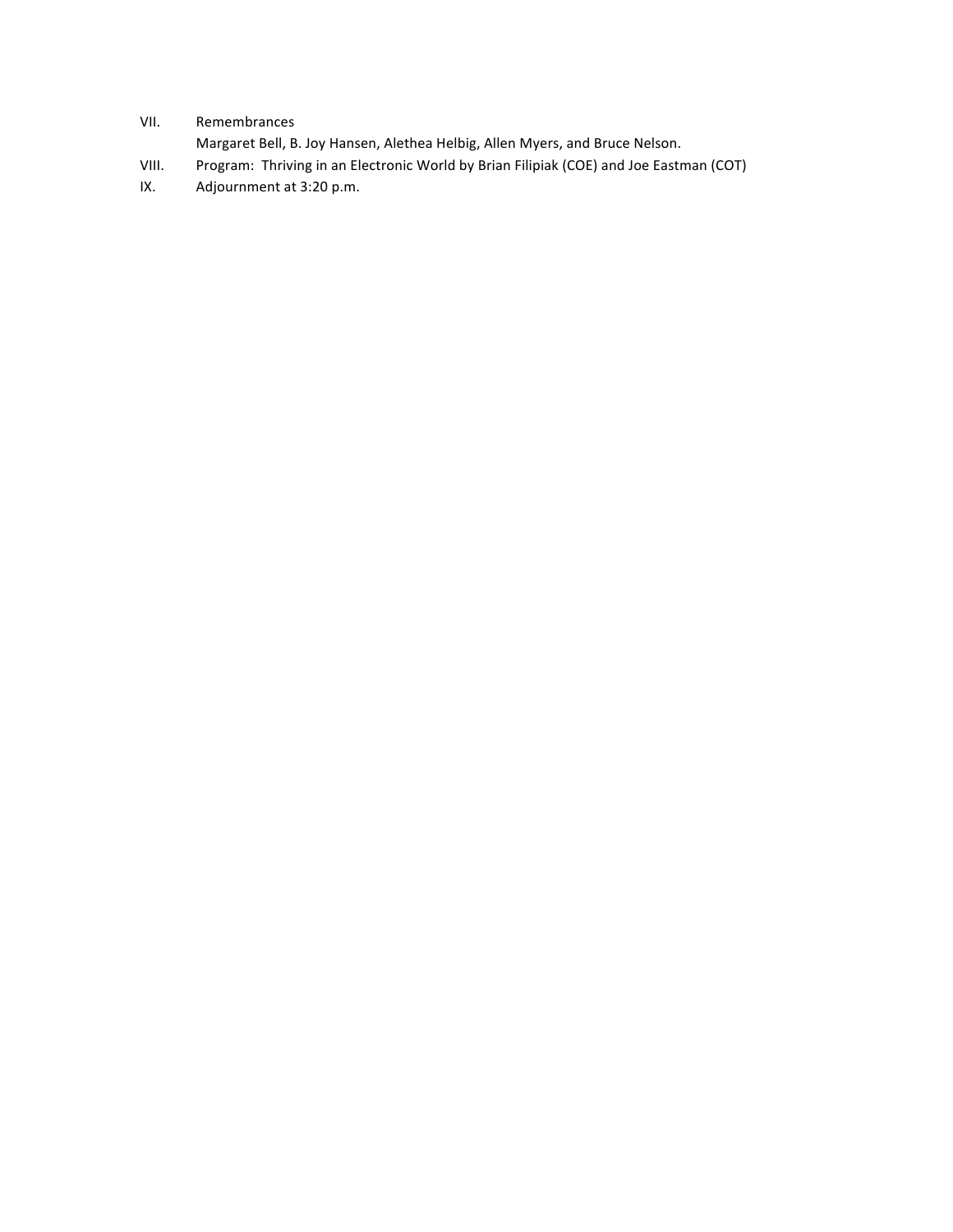VII. Remembrances

Margaret Bell, B. Joy Hansen, Alethea Helbig, Allen Myers, and Bruce Nelson.

VIII. Program: Thriving in an Electronic World by Brian Filipiak (COE) and Joe Eastman (COT)

IX. Adjournment at 3:20 p.m.